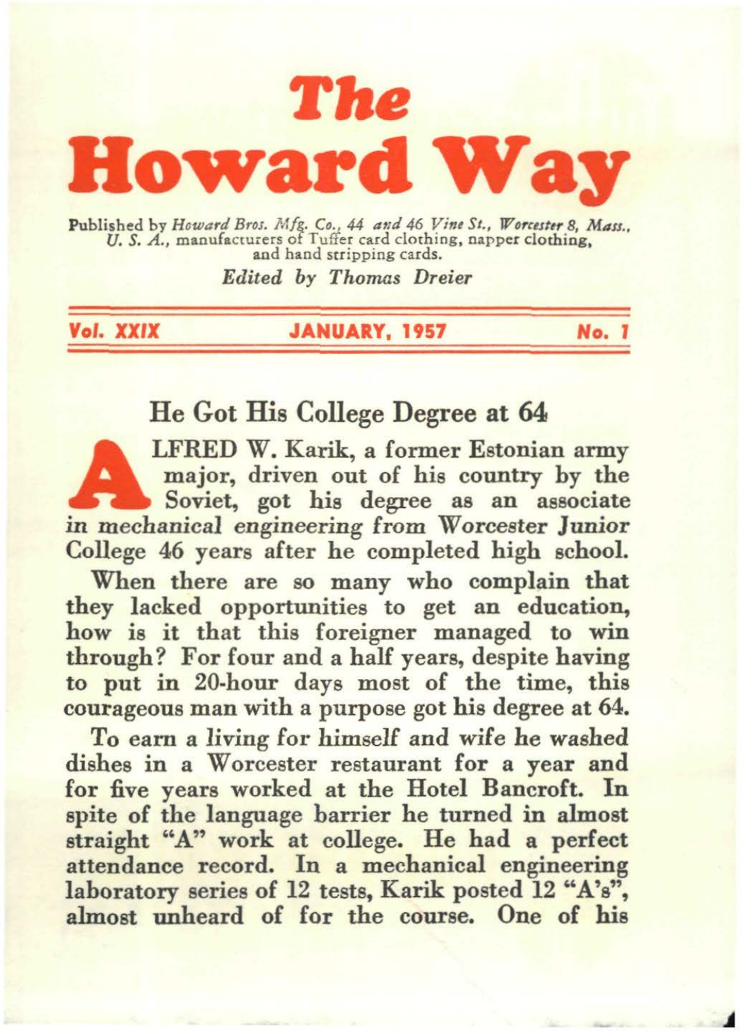# The Howard Way

Published by *Howard Bros. Mfg. Co., 44 and 46 Vine St., Worcester 8, Mass., U. S. A.*, manufacturers of Tuffer card clothing, napper clothing, and hand stripping cards.

*Edited by Thomas Dreier*

**Vol. XXIX** — **JANUARY, 1957** — **No. 1**

## He Got His College Degree at 64

ALFRED W. Karik, a former Estonian army major, driven out of his country by the Soviet, got his degree as an associate *in mechanical engineering* from Worcester Junior College 46 years after he completed high school.

When there are so many who complain that they lacked opportunities to get an education, how is it that this foreigner managed to win through? For four and a half years, despite having to put in 20-hour days most of the time, this courageous man with a purpose got his degree at 64.

To earn a living for himself and wife he washed dishes in a Worcester restaurant for a year and for five years worked at the Hotel Bancroft. In spite of the language barrier he turned in almost straight "A" work at college. He had a perfect attendance record. In a mechanical engineering laboratory series of 12 tests, Karik posted 12 "A's", almost unheard of for the course. One of his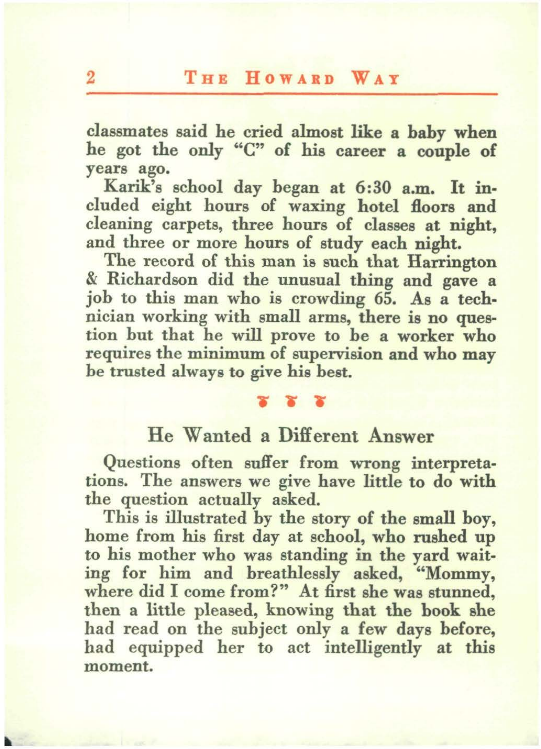classmates said he cried almost like a baby when he got the only "C" of his career a couple of years ago.

Karik's school day began at 6:30 a.m. It included eight hours of waxing hotel floors and cleaning carpets, three hours of classes at night, and three or more hours of study each night.

The record of this man is such that Harrington & Richardson did the unusual thing and gave a job to this man who is crowding 65. As a technician working with small arms, there is no question but that he will prove to be a worker who requires the minimum of supervision and who may be trusted always to give his best.

## He Wanted a Different Answer

Questions often suffer from wrong interpretations. The answers we give have little to do with the question actually asked.

This is illustrated by the story of the small boy, home from his first day at school, who rushed up to his mother who was standing in the yard waiting for him and breathlessly asked, "Mommy, where did I come from?" At first she was stunned, then a little pleased, knowing that the book she had read on the subject only a few days before, had equipped her to act intelligently at this moment.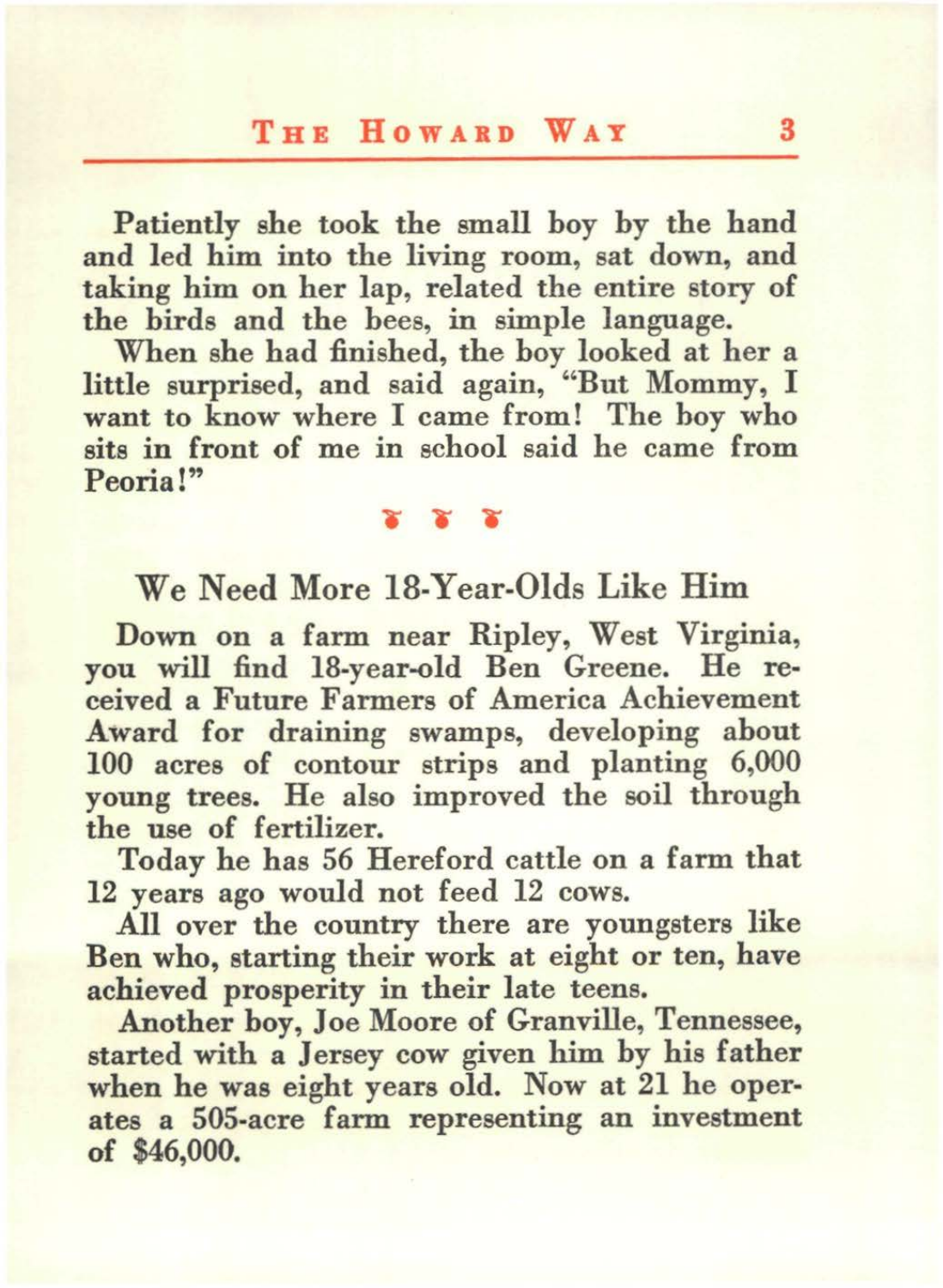Patiently she took the small boy by the hand and led him into the living room, sat down, and taking him on her lap, related the entire story of the birds and the bees, in simple language.

When she had finished, the boy looked at her a little surprised, and said again, "But Mommy, I want to know where I came from! The boy who sits in front of me in school said he came from Peoria!"

❦ ❦ ❦

## We Need More 18-Year-Olds Like Him

Down on a farm near Ripley, West Virginia, you will find 18-year-old Ben Greene. He received a Future Farmers of America Achievement Award for draining swamps, developing about 100 acres of contour strips and planting 6,000 young trees. He also improved the soil through the use of fertilizer.

Today he has 56 Hereford cattle on a farm that 12 years ago would not feed 12 cows.

All over the country there are youngsters like Ben who, starting their work at eight or ten, have achieved prosperity in their late teens.

Another boy, Joe Moore of Granville, Tennessee, started with a Jersey cow given him by his father when he was eight years old. Now at 21 he operates a 505-acre farm representing an investment of $46,000.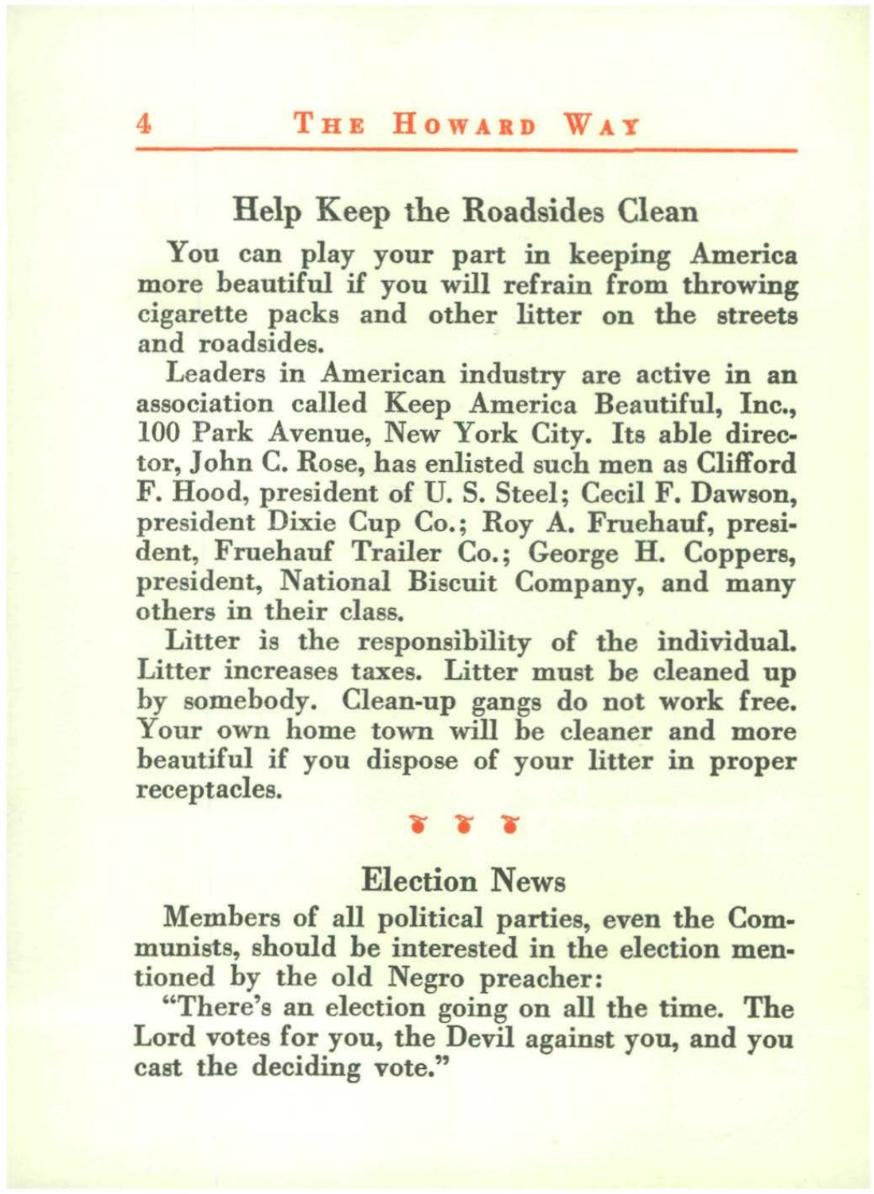## Help Keep the Roadsides Clean

You can play your part in keeping America more beautiful if you will refrain from throwing cigarette packs and other litter on the streets and roadsides.

Leaders in American industry are active in an association called Keep America Beautiful, Inc., 100 Park Avenue, New York City. Its able director, John C. Rose, has enlisted such men as Clifford F. Hood, president of U. S. Steel; Cecil F. Dawson, president Dixie Cup Co.; Roy A. Fruehauf, president, Fruehauf Trailer Co.; George H. Coppers, president, National Biscuit Company, and many others in their class.

Litter is the responsibility of the individual. Litter increases taxes. Litter must be cleaned up by somebody. Clean-up gangs do not work free. Your own home town will be cleaner and more beautiful if you dispose of your litter in proper receptacles.

## Election News

Members of all political parties, even the Communists, should be interested in the election mentioned by the old Negro preacher:

"There's an election going on all the time. The Lord votes for you, the Devil against you, and you cast the deciding vote."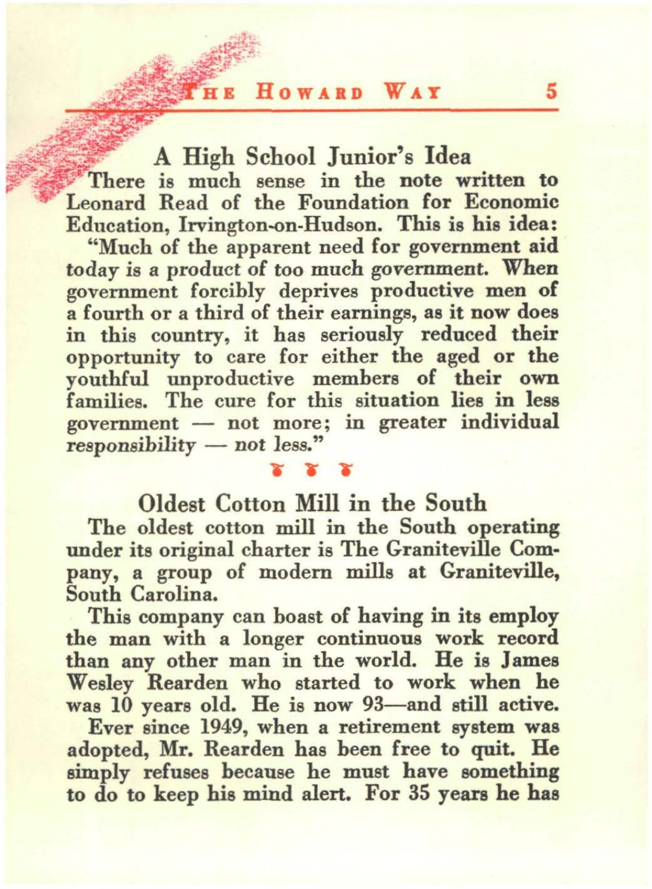## A High School Junior's Idea

There is much sense in the note written to Leonard Read of the Foundation for Economic Education, Irvington-on-Hudson. This is his idea:

"Much of the apparent need for government aid today is a product of too much government. When government forcibly deprives productive men of a fourth or a third of their earnings, as it now does in this country, it has seriously reduced their opportunity to care for either the aged or the youthful unproductive members of their own families. The cure for this situation lies in less government — not more; in greater individual *responsibility* — not less."

## Oldest Cotton Mill in the South

The oldest cotton mill in the South operating under its original charter is The Graniteville Company, a group of modern mills at Graniteville, South Carolina.

This company can boast of having in its employ the man with a longer continuous work record than any other man in the world. He is James Wesley Rearden who started to work when he was 10 years old. He is now 93—and still active.

Ever since 1949, when a retirement system was adopted, Mr. Rearden has been free to quit. He simply refuses because he must have something to do to keep his mind alert. For 35 years he has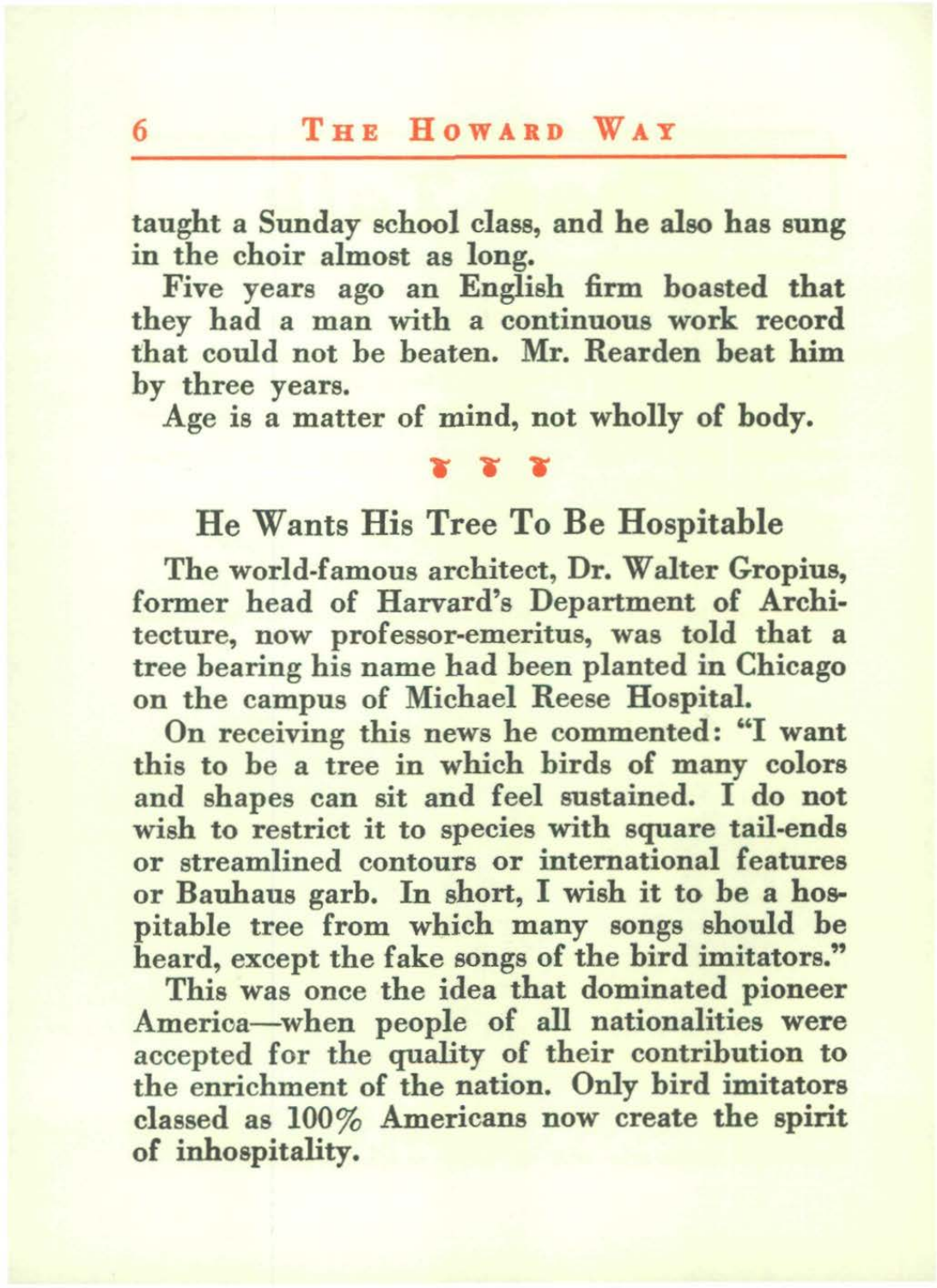taught a Sunday school class, and he also has sung in the choir almost as long.

Five years ago an English firm boasted that they had a man with a continuous work record that could not be beaten. Mr. Rearden beat him by three years.

Age is a matter of mind, not wholly of body.

## He Wants His Tree To Be Hospitable

The world-famous architect, Dr. Walter Gropius, former head of Harvard's Department of Architecture, now professor-emeritus, was told that a tree bearing his name had been planted in Chicago on the campus of Michael Reese Hospital.

On receiving this news he commented: "I want this to be a tree in which birds of many colors and shapes can sit and feel sustained. I do not wish to restrict it to species with square tail-ends or streamlined contours or international features or Bauhaus garb. In short, I wish it to be a hospitable tree from which many songs should be heard, except the fake songs of the bird imitators."

This was once the idea that dominated pioneer America—when people of all nationalities were accepted for the quality of their contribution to the enrichment of the nation. Only bird imitators classed as 100% Americans now create the spirit of inhospitality.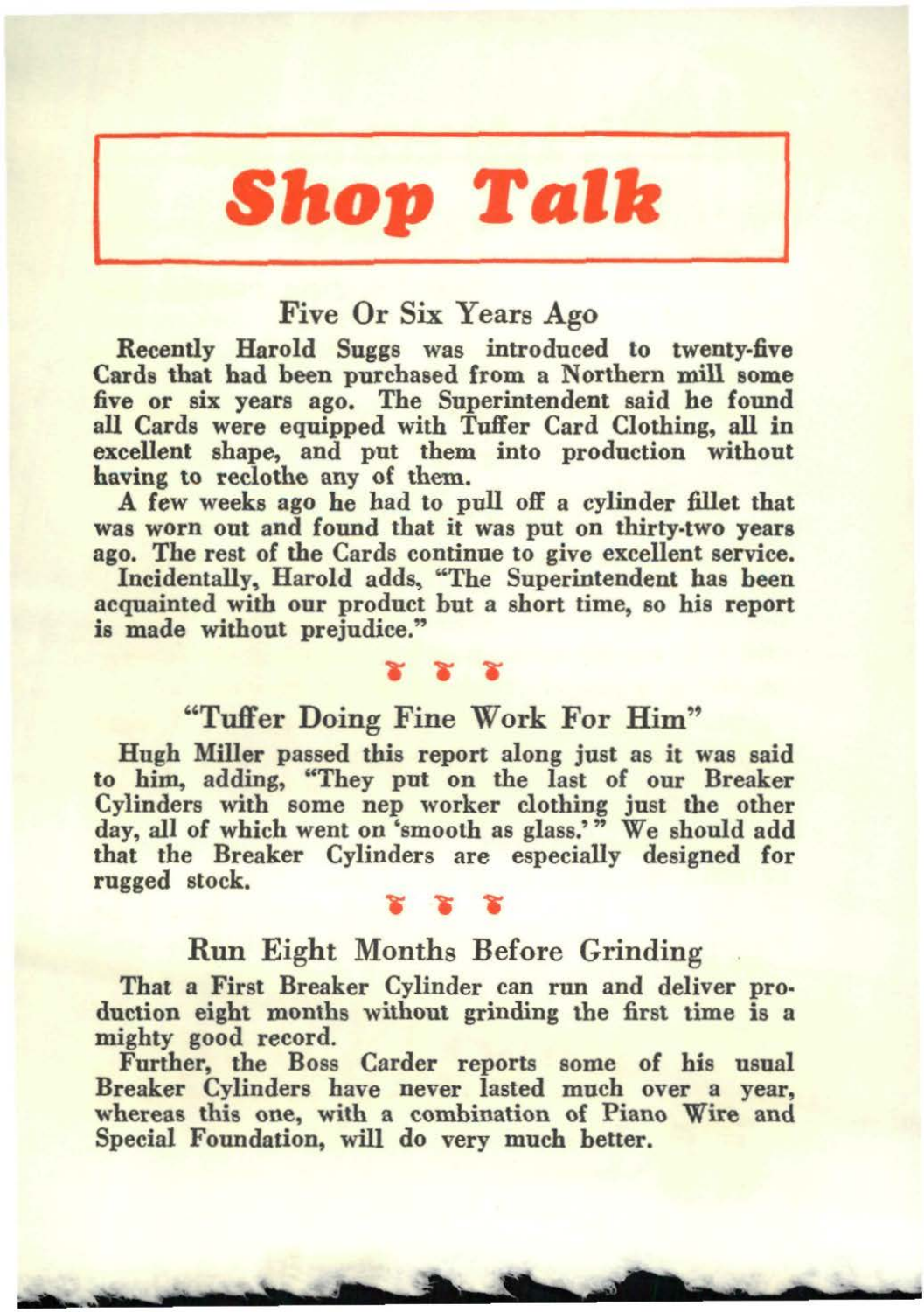# Shop Talk

## Five Or Six Years Ago

Recently Harold Suggs was introduced to twenty-five Cards that had been purchased from a Northern mill some five or six years ago. The Superintendent said he found all Cards were equipped with Tuffer Card Clothing, all in excellent shape, and put them into production without having to reclothe any of them.

A few weeks ago he had to pull off a cylinder fillet that was worn out and found that it was put on thirty-two years ago. The rest of the Cards continue to give excellent service.

Incidentally, Harold adds, "The Superintendent has been acquainted with our product but a short time, so his report is made without prejudice."

## "Tuffer Doing Fine Work For Him"

Hugh Miller passed this report along just as it was said to him, adding, "They put on the last of our Breaker Cylinders with some nep worker clothing just the other day, all of which went on 'smooth as glass.'" We should add that the Breaker Cylinders are especially designed for rugged stock.

## Run Eight Months Before Grinding

That a First Breaker Cylinder can run and deliver production eight months without grinding the first time is a mighty good record.

Further, the Boss Carder reports some of his usual Breaker Cylinders have never lasted much over a year, whereas this one, with a combination of Piano Wire and Special Foundation, will do very much better.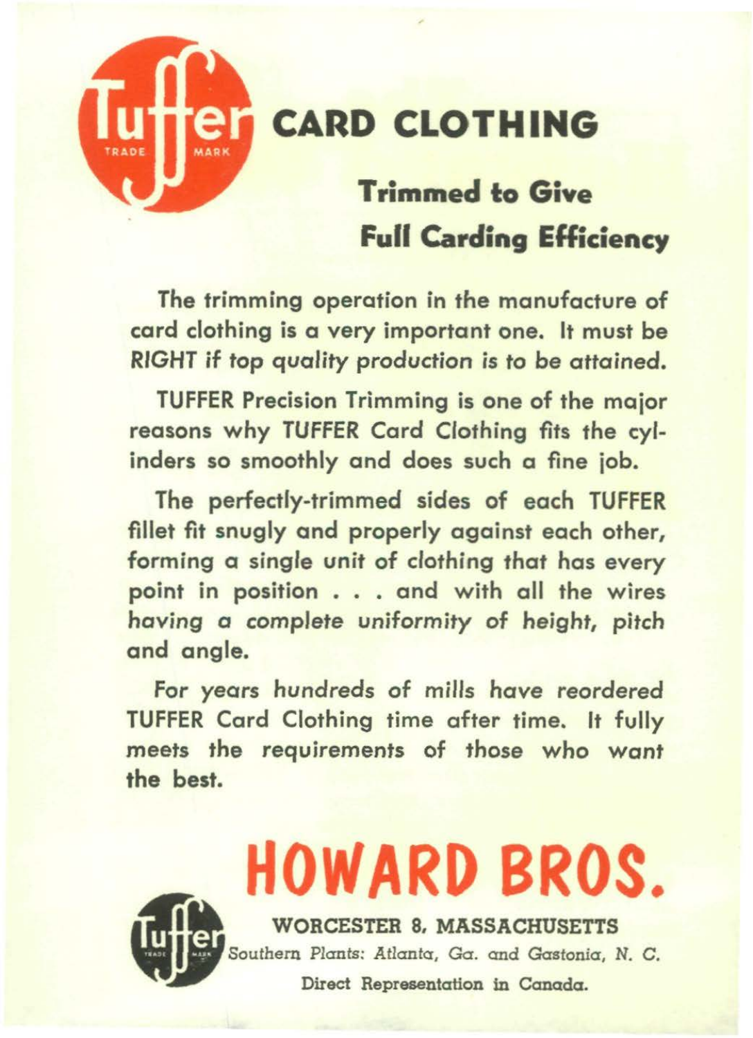# Tuffer TRADE MARK CARD CLOTHING

## Trimmed to Give Full Carding Efficiency

The trimming operation in the manufacture of card clothing is a very important one. It must be *RIGHT if top quality production is to be attained.*

TUFFER Precision Trimming is one of the major reasons why TUFFER Card Clothing fits the cylinders so smoothly and does such a fine job.

The perfectly-trimmed sides of each TUFFER fillet fit snugly and properly against each other, forming a single unit of clothing that has every point in position . . . and with all the wires *having a complete uniformity of height, pitch* and angle.

*For years hundreds of mills have reordered* TUFFER Card Clothing time after time. It fully *meets the requirements of those who want* the best.

# HOWARD BROS.

Tuffer TRADE MARK

**WORCESTER 8, MASSACHUSETTS**

Southern Plants: *Atlanta, Ga. and Gastonia, N. C.*

Direct Representation in Canada.